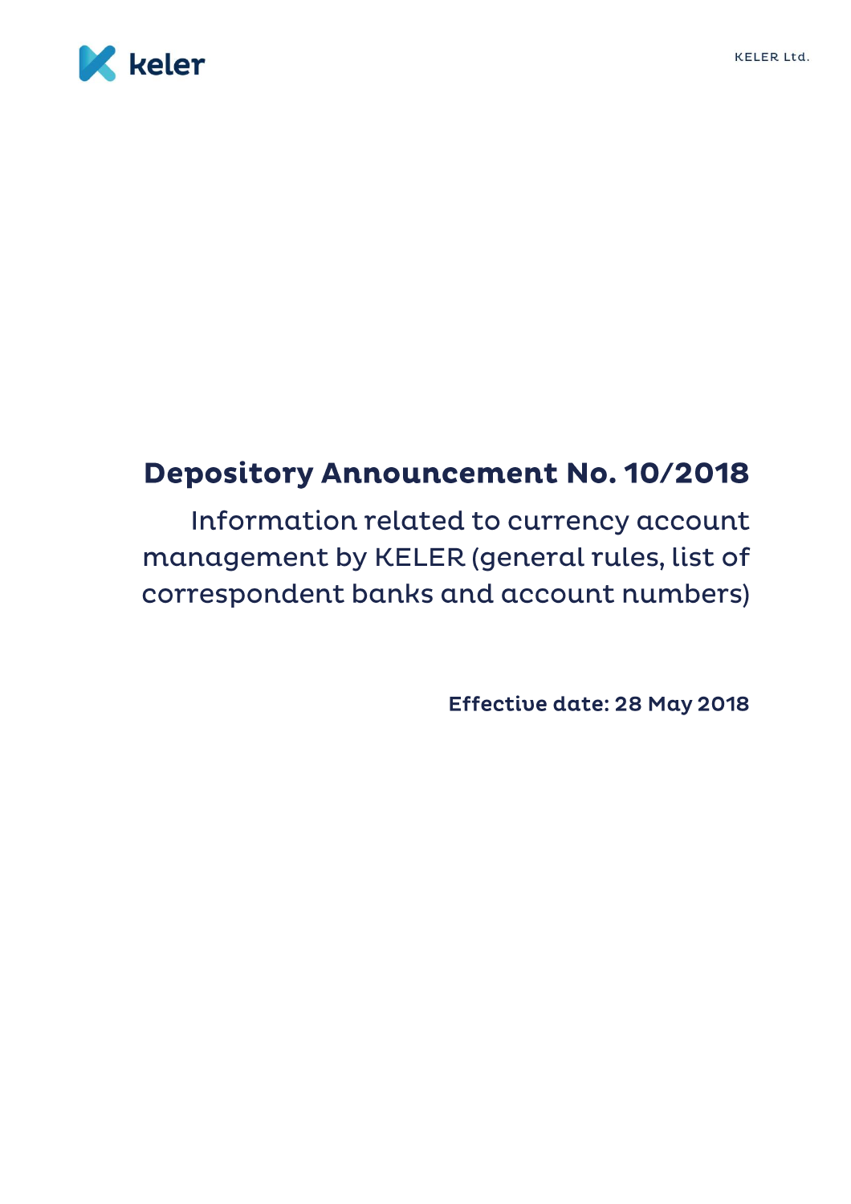# Depository Announcement No. 10/2018

## Information related to currency account management by KELER (general rules, list of correspondent banks and account numbers)

**Effective date: 28 May 2018**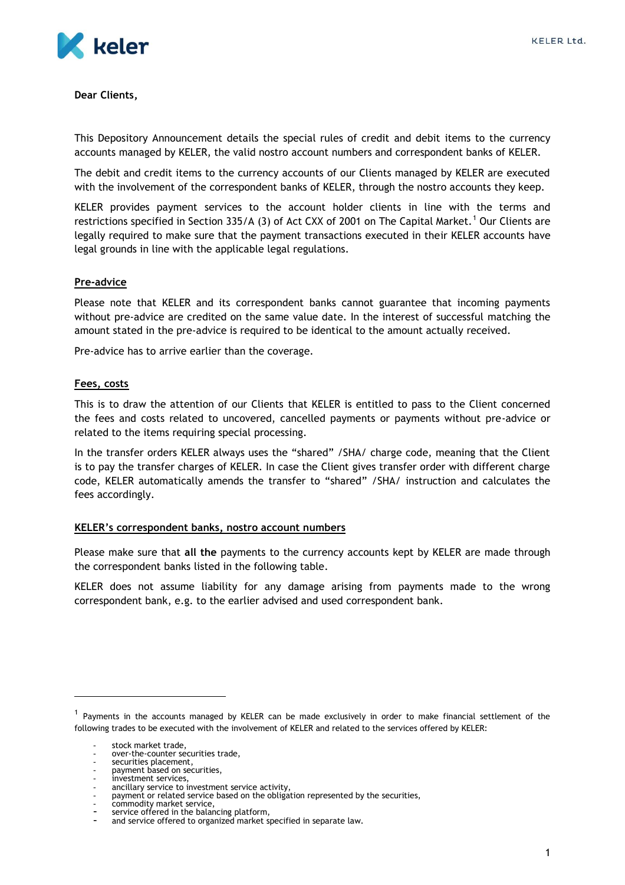Dear Clients,

This Depository Announcement details the special rules of credit and debit items to the currency accounts managed by KELER, the valid nostro account numbers and correspondent banks of KELER.

The debit and credit items to the currency accounts of our Clients managed by KELER are executed with the involvement of the correspondent banks of KELER, through the nostro accounts they keep.

KELER provides payment services to the account holder clients in line with the terms and restrictions specified in Section 335/A (3) of Act CXX of 2001 on The Capital Market.[1] Our Clients are legally required to make sure that the payment transactions executed in their KELER accounts have legal grounds in line with the applicable legal regulations.

## Pre-advice

Please note that KELER and its correspondent banks cannot guarantee that incoming payments without pre-advice are credited on the same value date. In the interest of successful matching the amount stated in the pre-advice is required to be identical to the amount actually received.

Pre-advice has to arrive earlier than the coverage.

## Fees, costs

This is to draw the attention of our Clients that KELER is entitled to pass to the Client concerned the fees and costs related to uncovered, cancelled payments or payments without pre-advice or related to the items requiring special processing.

In the transfer orders KELER always uses the "shared" /SHA/ charge code, meaning that the Client is to pay the transfer charges of KELER. In case the Client gives transfer order with different charge code, KELER automatically amends the transfer to "shared" /SHA/ instruction and calculates the fees accordingly.

## KELER's correspondent banks, nostro account numbers

Please make sure that **all the** payments to the currency accounts kept by KELER are made through the correspondent banks listed in the following table.

KELER does not assume liability for any damage arising from payments made to the wrong correspondent bank, e.g. to the earlier advised and used correspondent bank.

---

[1] Payments in the accounts managed by KELER can be made exclusively in order to make financial settlement of the following trades to be executed with the involvement of KELER and related to the services offered by KELER:

- stock market trade,
- over-the-counter securities trade,
- securities placement,
- payment based on securities,
- investment services,
- ancillary service to investment service activity,
- payment or related service based on the obligation represented by the securities,
- commodity market service,
- service offered in the balancing platform,
- and service offered to organized market specified in separate law.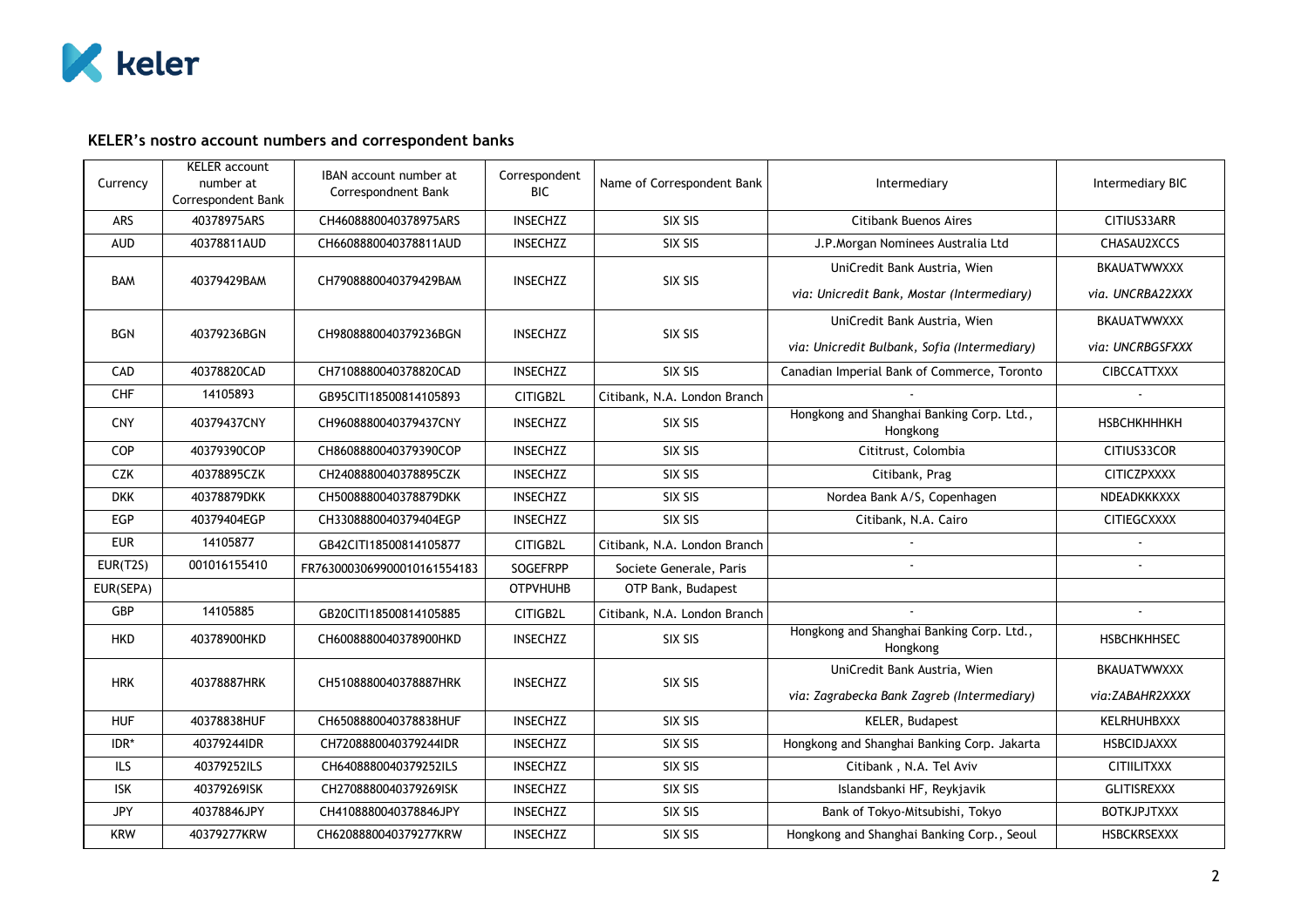## KELER's nostro account numbers and correspondent banks

| Currency | KELER account number at Correspondent Bank | IBAN account number at Correspondnent Bank | Correspondent BIC | Name of Correspondent Bank | Intermediary | Intermediary BIC |
|---|---|---|---|---|---|---|
| ARS | 40378975ARS | CH4608880040378975ARS | INSECHZZ | SIX SIS | Citibank Buenos Aires | CITIUS33ARR |
| AUD | 40378811AUD | CH6608880040378811AUD | INSECHZZ | SIX SIS | J.P.Morgan Nominees Australia Ltd | CHASAU2XCCS |
| BAM | 40379429BAM | CH7908880040379429BAM | INSECHZZ | SIX SIS | UniCredit Bank Austria, Wien<br>*via: Unicredit Bank, Mostar (Intermediary)* | BKAUATWWXXX<br>*via. UNCRBA22XXX* |
| BGN | 40379236BGN | CH9808880040379236BGN | INSECHZZ | SIX SIS | UniCredit Bank Austria, Wien<br>*via: Unicredit Bulbank, Sofia (Intermediary)* | BKAUATWWXXX<br>*via: UNCRBGSFXXX* |
| CAD | 40378820CAD | CH7108880040378820CAD | INSECHZZ | SIX SIS | Canadian Imperial Bank of Commerce, Toronto | CIBCCATTXXX |
| CHF | 14105893 | GB95CITI18500814105893 | CITIGB2L | Citibank, N.A. London Branch | - | - |
| CNY | 40379437CNY | CH9608880040379437CNY | INSECHZZ | SIX SIS | Hongkong and Shanghai Banking Corp. Ltd., Hongkong | HSBCHKHHHKH |
| COP | 40379390COP | CH8608880040379390COP | INSECHZZ | SIX SIS | Cititrust, Colombia | CITIUS33COR |
| CZK | 40378895CZK | CH2408880040378895CZK | INSECHZZ | SIX SIS | Citibank, Prag | CITICZPXXXX |
| DKK | 40378879DKK | CH5008880040378879DKK | INSECHZZ | SIX SIS | Nordea Bank A/S, Copenhagen | NDEADKKKXXX |
| EGP | 40379404EGP | CH3308880040379404EGP | INSECHZZ | SIX SIS | Citibank, N.A. Cairo | CITIEGCXXXX |
| EUR | 14105877 | GB42CITI18500814105877 | CITIGB2L | Citibank, N.A. London Branch | - | - |
| EUR(T2S) | 001016155410 | FR7630003069900010161554183 | SOGEFRPP | Societe Generale, Paris | - | - |
| EUR(SEPA) | | | OTPVHUHB | OTP Bank, Budapest | | |
| GBP | 14105885 | GB20CITI18500814105885 | CITIGB2L | Citibank, N.A. London Branch | - | - |
| HKD | 40378900HKD | CH6008880040378900HKD | INSECHZZ | SIX SIS | Hongkong and Shanghai Banking Corp. Ltd., Hongkong | HSBCHKHHSEC |
| HRK | 40378887HRK | CH5108880040378887HRK | INSECHZZ | SIX SIS | UniCredit Bank Austria, Wien<br>*via: Zagrabecka Bank Zagreb (Intermediary)* | BKAUATWWXXX<br>*via:ZABAHR2XXXX* |
| HUF | 40378838HUF | CH6508880040378838HUF | INSECHZZ | SIX SIS | KELER, Budapest | KELRHUHBXXX |
| IDR* | 40379244IDR | CH7208880040379244IDR | INSECHZZ | SIX SIS | Hongkong and Shanghai Banking Corp. Jakarta | HSBCIDJAXXX |
| ILS | 40379252ILS | CH6408880040379252ILS | INSECHZZ | SIX SIS | Citibank , N.A. Tel Aviv | CITIILITXXX |
| ISK | 40379269ISK | CH2708880040379269ISK | INSECHZZ | SIX SIS | Islandsbanki HF, Reykjavik | GLITISREXXX |
| JPY | 40378846JPY | CH4108880040378846JPY | INSECHZZ | SIX SIS | Bank of Tokyo-Mitsubishi, Tokyo | BOTKJPJTXXX |
| KRW | 40379277KRW | CH6208880040379277KRW | INSECHZZ | SIX SIS | Hongkong and Shanghai Banking Corp., Seoul | HSBCKRSEXXX |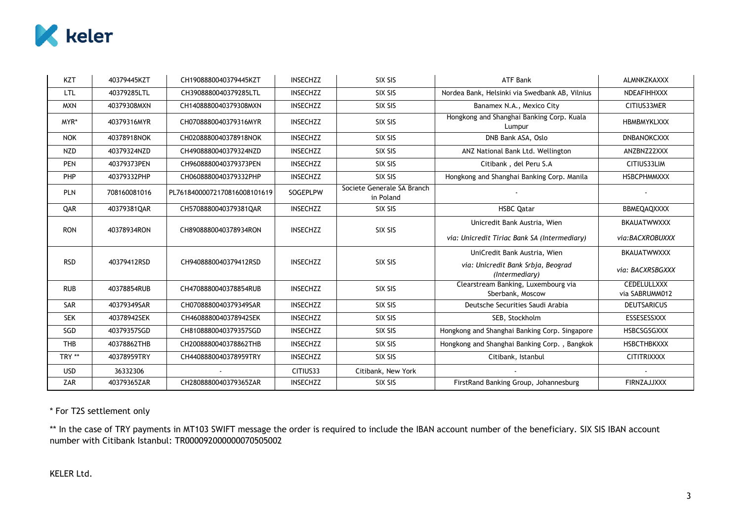| | | | | | | |
|---|---|---|---|---|---|---|
| KZT | 40379445KZT | CH1908880040379445KZT | INSECHZZ | SIX SIS | ATF Bank | ALMNKZKAXXX |
| LTL | 40379285LTL | CH3908880040379285LTL | INSECHZZ | SIX SIS | Nordea Bank, Helsinki via Swedbank AB, Vilnius | NDEAFIHHXXX |
| MXN | 40379308MXN | CH1408880040379308MXN | INSECHZZ | SIX SIS | Banamex N.A., Mexico City | CITIUS33MER |
| MYR* | 40379316MYR | CH0708880040379316MYR | INSECHZZ | SIX SIS | Hongkong and Shanghai Banking Corp. Kuala Lumpur | HBMBMYKLXXX |
| NOK | 40378918NOK | CH0208880040378918NOK | INSECHZZ | SIX SIS | DNB Bank ASA, Oslo | DNBANOKCXXX |
| NZD | 40379324NZD | CH4908880040379324NZD | INSECHZZ | SIX SIS | ANZ National Bank Ltd. Wellington | ANZBNZ22XXX |
| PEN | 40379373PEN | CH9608880040379373PEN | INSECHZZ | SIX SIS | Citibank , del Peru S.A | CITIUS33LIM |
| PHP | 40379332PHP | CH0608880040379332PHP | INSECHZZ | SIX SIS | Hongkong and Shanghai Banking Corp. Manila | HSBCPHMMXXX |
| PLN | 708160081016 | PL76184000072170816008101619 | SOGEPLPW | Societe Generale SA Branch in Poland | - | - |
| QAR | 40379381QAR | CH5708880040379381QAR | INSECHZZ | SIX SIS | HSBC Qatar | BBMEQAQXXXX |
| RON | 40378934RON | CH8908880040378934RON | INSECHZZ | SIX SIS | Unicredit Bank Austria, Wien<br>*via: Unicredit Tiriac Bank SA (Intermediary)* | BKAUATWWXXX<br>*via:BACXROBUXXX* |
| RSD | 40379412RSD | CH9408880040379412RSD | INSECHZZ | SIX SIS | UniCredit Bank Austria, Wien<br>*via: Unicredit Bank Srbja, Beograd (Intermediary)* | BKAUATWWXXX<br>*via: BACXRSBGXXX* |
| RUB | 40378854RUB | CH4708880040378854RUB | INSECHZZ | SIX SIS | Clearstream Banking, Luxembourg via Sberbank, Moscow | CEDELULLXXX via SABRUMM012 |
| SAR | 40379349SAR | CH0708880040379349SAR | INSECHZZ | SIX SIS | Deutsche Securities Saudi Arabia | DEUTSARICUS |
| SEK | 40378942SEK | CH4608880040378942SEK | INSECHZZ | SIX SIS | SEB, Stockholm | ESSESESSXXX |
| SGD | 40379357SGD | CH8108880040379357SGD | INSECHZZ | SIX SIS | Hongkong and Shanghai Banking Corp. Singapore | HSBCSGSGXXX |
| THB | 40378862THB | CH2008880040378862THB | INSECHZZ | SIX SIS | Hongkong and Shanghai Banking Corp. , Bangkok | HSBCTHBKXXX |
| TRY ** | 40378959TRY | CH4408880040378959TRY | INSECHZZ | SIX SIS | Citibank, Istanbul | CITITRIXXXX |
| USD | 36332306 | - | CITIUS33 | Citibank, New York | - | - |
| ZAR | 40379365ZAR | CH2808880040379365ZAR | INSECHZZ | SIX SIS | FirstRand Banking Group, Johannesburg | FIRNZAJJXXX |

* For T2S settlement only

** In the case of TRY payments in MT103 SWIFT message the order is required to include the IBAN account number of the beneficiary. SIX SIS IBAN account number with Citibank Istanbul: TR000092000000070505002

KELER Ltd.